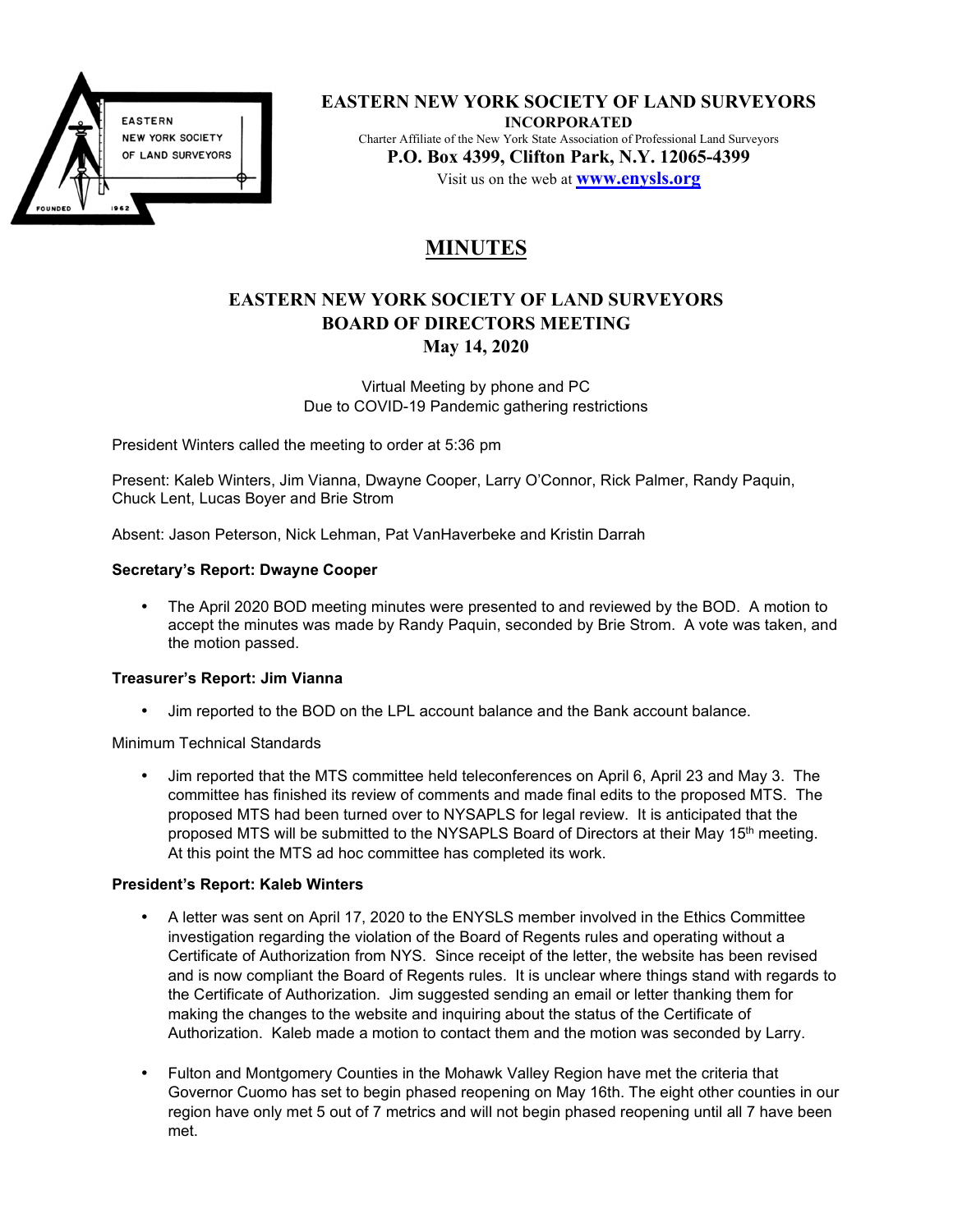**EASTERN NEW YORK SOCIETY OF LAND SURVEYORS**
**INCORPORATED**
Charter Affiliate of the New York State Association of Professional Land Surveyors
**P.O. Box 4399, Clifton Park, N.Y. 12065-4399**
Visit us on the web at **www.enysls.org**

# MINUTES

## EASTERN NEW YORK SOCIETY OF LAND SURVEYORS BOARD OF DIRECTORS MEETING May 14, 2020

Virtual Meeting by phone and PC
Due to COVID-19 Pandemic gathering restrictions

President Winters called the meeting to order at 5:36 pm

Present: Kaleb Winters, Jim Vianna, Dwayne Cooper, Larry O'Connor, Rick Palmer, Randy Paquin, Chuck Lent, Lucas Boyer and Brie Strom

Absent: Jason Peterson, Nick Lehman, Pat VanHaverbeke and Kristin Darrah

**Secretary's Report: Dwayne Cooper**

- The April 2020 BOD meeting minutes were presented to and reviewed by the BOD. A motion to accept the minutes was made by Randy Paquin, seconded by Brie Strom. A vote was taken, and the motion passed.

**Treasurer's Report: Jim Vianna**

- Jim reported to the BOD on the LPL account balance and the Bank account balance.

Minimum Technical Standards

- Jim reported that the MTS committee held teleconferences on April 6, April 23 and May 3. The committee has finished its review of comments and made final edits to the proposed MTS. The proposed MTS had been turned over to NYSAPLS for legal review. It is anticipated that the proposed MTS will be submitted to the NYSAPLS Board of Directors at their May 15th meeting. At this point the MTS ad hoc committee has completed its work.

**President's Report: Kaleb Winters**

- A letter was sent on April 17, 2020 to the ENYSLS member involved in the Ethics Committee investigation regarding the violation of the Board of Regents rules and operating without a Certificate of Authorization from NYS. Since receipt of the letter, the website has been revised and is now compliant the Board of Regents rules. It is unclear where things stand with regards to the Certificate of Authorization. Jim suggested sending an email or letter thanking them for making the changes to the website and inquiring about the status of the Certificate of Authorization. Kaleb made a motion to contact them and the motion was seconded by Larry.

- Fulton and Montgomery Counties in the Mohawk Valley Region have met the criteria that Governor Cuomo has set to begin phased reopening on May 16th. The eight other counties in our region have only met 5 out of 7 metrics and will not begin phased reopening until all 7 have been met.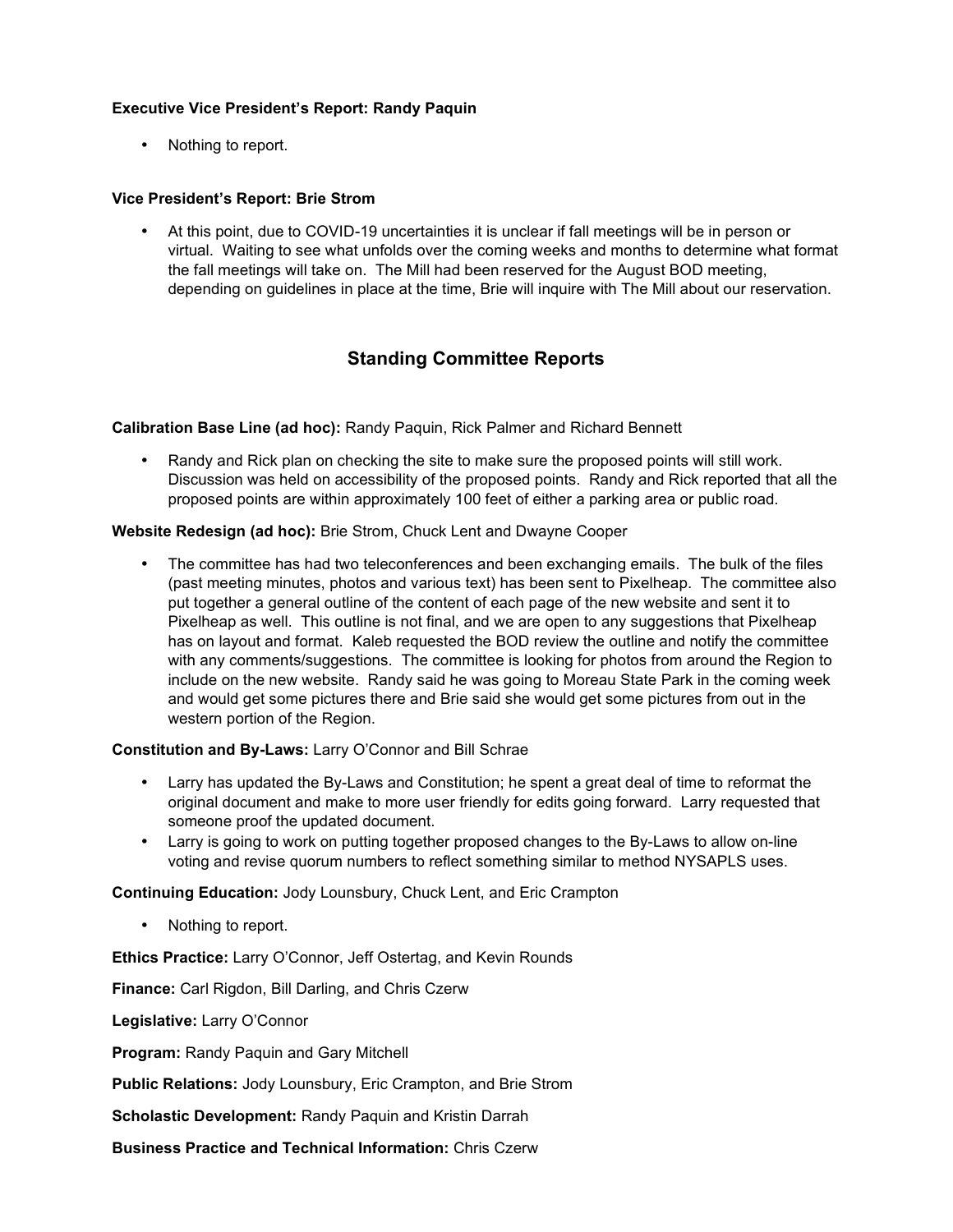**Executive Vice President's Report: Randy Paquin**

- Nothing to report.

**Vice President's Report: Brie Strom**

- At this point, due to COVID-19 uncertainties it is unclear if fall meetings will be in person or virtual. Waiting to see what unfolds over the coming weeks and months to determine what format the fall meetings will take on. The Mill had been reserved for the August BOD meeting, depending on guidelines in place at the time, Brie will inquire with The Mill about our reservation.

## Standing Committee Reports

**Calibration Base Line (ad hoc):** Randy Paquin, Rick Palmer and Richard Bennett

- Randy and Rick plan on checking the site to make sure the proposed points will still work. Discussion was held on accessibility of the proposed points. Randy and Rick reported that all the proposed points are within approximately 100 feet of either a parking area or public road.

**Website Redesign (ad hoc):** Brie Strom, Chuck Lent and Dwayne Cooper

- The committee has had two teleconferences and been exchanging emails. The bulk of the files (past meeting minutes, photos and various text) has been sent to Pixelheap. The committee also put together a general outline of the content of each page of the new website and sent it to Pixelheap as well. This outline is not final, and we are open to any suggestions that Pixelheap has on layout and format. Kaleb requested the BOD review the outline and notify the committee with any comments/suggestions. The committee is looking for photos from around the Region to include on the new website. Randy said he was going to Moreau State Park in the coming week and would get some pictures there and Brie said she would get some pictures from out in the western portion of the Region.

**Constitution and By-Laws:** Larry O'Connor and Bill Schrae

- Larry has updated the By-Laws and Constitution; he spent a great deal of time to reformat the original document and make to more user friendly for edits going forward. Larry requested that someone proof the updated document.
- Larry is going to work on putting together proposed changes to the By-Laws to allow on-line voting and revise quorum numbers to reflect something similar to method NYSAPLS uses.

**Continuing Education:** Jody Lounsbury, Chuck Lent, and Eric Crampton

- Nothing to report.

**Ethics Practice:** Larry O'Connor, Jeff Ostertag, and Kevin Rounds

**Finance:** Carl Rigdon, Bill Darling, and Chris Czerw

**Legislative:** Larry O'Connor

**Program:** Randy Paquin and Gary Mitchell

**Public Relations:** Jody Lounsbury, Eric Crampton, and Brie Strom

**Scholastic Development:** Randy Paquin and Kristin Darrah

**Business Practice and Technical Information:** Chris Czerw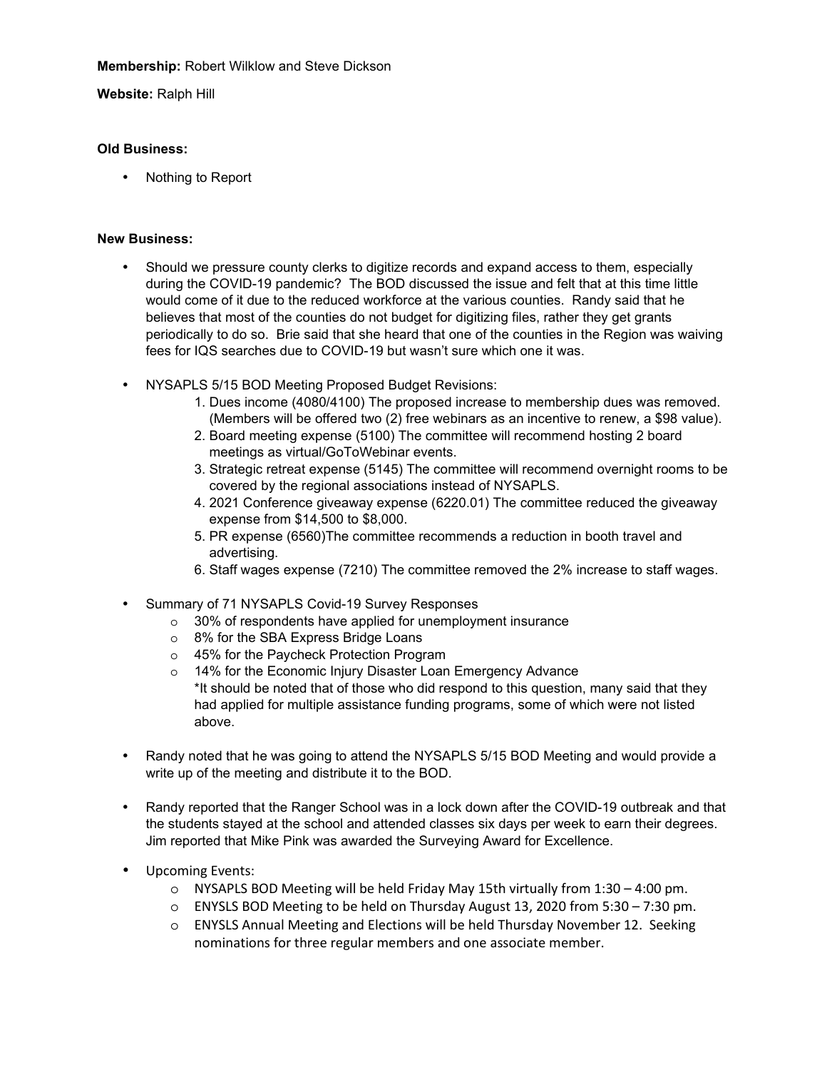**Membership:** Robert Wilklow and Steve Dickson

**Website:** Ralph Hill

**Old Business:**

- Nothing to Report

**New Business:**

- Should we pressure county clerks to digitize records and expand access to them, especially during the COVID-19 pandemic? The BOD discussed the issue and felt that at this time little would come of it due to the reduced workforce at the various counties. Randy said that he believes that most of the counties do not budget for digitizing files, rather they get grants periodically to do so. Brie said that she heard that one of the counties in the Region was waiving fees for IQS searches due to COVID-19 but wasn't sure which one it was.

- NYSAPLS 5/15 BOD Meeting Proposed Budget Revisions:
  1. Dues income (4080/4100) The proposed increase to membership dues was removed. (Members will be offered two (2) free webinars as an incentive to renew, a $98 value).
  2. Board meeting expense (5100) The committee will recommend hosting 2 board meetings as virtual/GoToWebinar events.
  3. Strategic retreat expense (5145) The committee will recommend overnight rooms to be covered by the regional associations instead of NYSAPLS.
  4. 2021 Conference giveaway expense (6220.01) The committee reduced the giveaway expense from $14,500 to $8,000.
  5. PR expense (6560)The committee recommends a reduction in booth travel and advertising.
  6. Staff wages expense (7210) The committee removed the 2% increase to staff wages.

- Summary of 71 NYSAPLS Covid-19 Survey Responses
  - 30% of respondents have applied for unemployment insurance
  - 8% for the SBA Express Bridge Loans
  - 45% for the Paycheck Protection Program
  - 14% for the Economic Injury Disaster Loan Emergency Advance

    *It should be noted that of those who did respond to this question, many said that they had applied for multiple assistance funding programs, some of which were not listed above.

- Randy noted that he was going to attend the NYSAPLS 5/15 BOD Meeting and would provide a write up of the meeting and distribute it to the BOD.

- Randy reported that the Ranger School was in a lock down after the COVID-19 outbreak and that the students stayed at the school and attended classes six days per week to earn their degrees. Jim reported that Mike Pink was awarded the Surveying Award for Excellence.

- Upcoming Events:
  - NYSAPLS BOD Meeting will be held Friday May 15th virtually from 1:30 – 4:00 pm.
  - ENYSLS BOD Meeting to be held on Thursday August 13, 2020 from 5:30 – 7:30 pm.
  - ENYSLS Annual Meeting and Elections will be held Thursday November 12. Seeking nominations for three regular members and one associate member.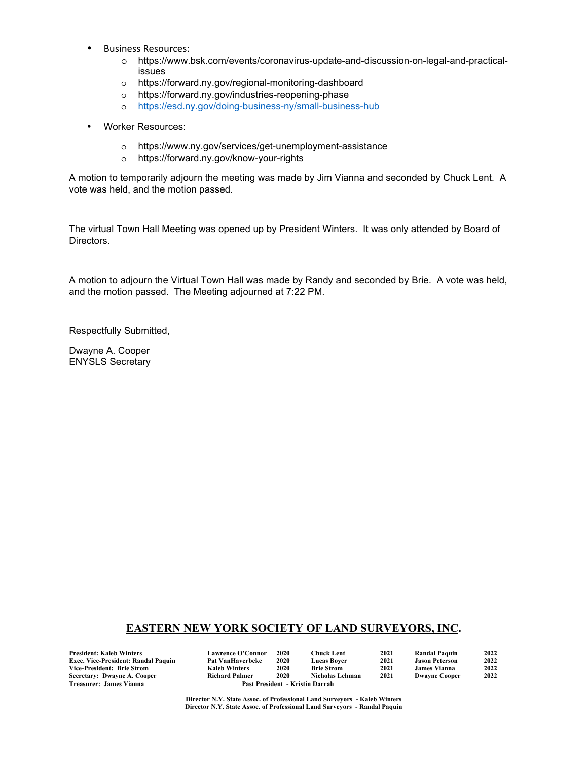- Business Resources:
  - https://www.bsk.com/events/coronavirus-update-and-discussion-on-legal-and-practical-issues
  - https://forward.ny.gov/regional-monitoring-dashboard
  - https://forward.ny.gov/industries-reopening-phase
  - https://esd.ny.gov/doing-business-ny/small-business-hub
- Worker Resources:
  - https://www.ny.gov/services/get-unemployment-assistance
  - https://forward.ny.gov/know-your-rights

A motion to temporarily adjourn the meeting was made by Jim Vianna and seconded by Chuck Lent. A vote was held, and the motion passed.

The virtual Town Hall Meeting was opened up by President Winters. It was only attended by Board of Directors.

A motion to adjourn the Virtual Town Hall was made by Randy and seconded by Brie. A vote was held, and the motion passed. The Meeting adjourned at 7:22 PM.

Respectfully Submitted,

Dwayne A. Cooper
ENYSLS Secretary